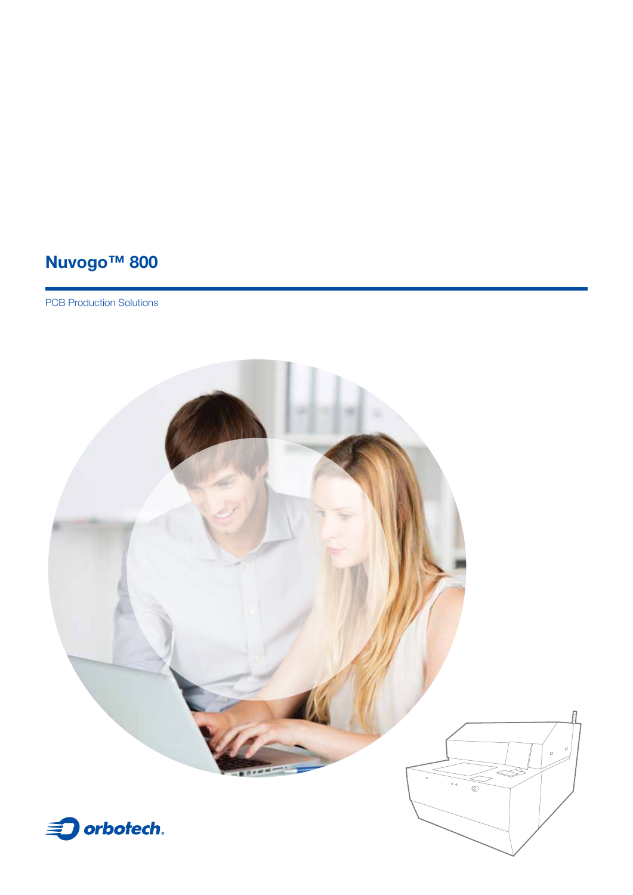# Nuvogo™ 800

PCB Production Solutions

orbotech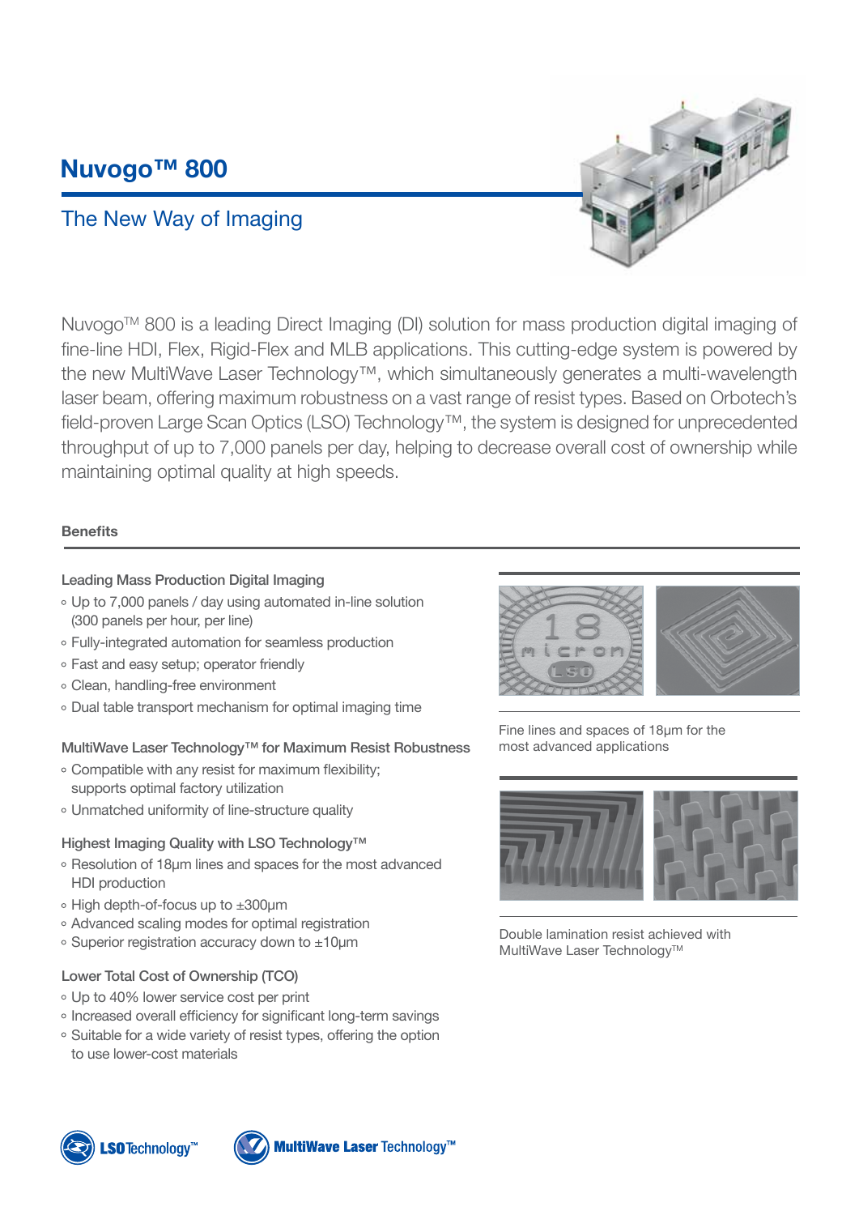# Nuvogo™ 800

## The New Way of Imaging

Nuvogo™ 800 is a leading Direct Imaging (DI) solution for mass production digital imaging of fine-line HDI, Flex, Rigid-Flex and MLB applications. This cutting-edge system is powered by the new MultiWave Laser Technology™, which simultaneously generates a multi-wavelength laser beam, offering maximum robustness on a vast range of resist types. Based on Orbotech's field-proven Large Scan Optics (LSO) Technology™, the system is designed for unprecedented throughput of up to 7,000 panels per day, helping to decrease overall cost of ownership while maintaining optimal quality at high speeds.

### Benefits

**Leading Mass Production Digital Imaging**

- Up to 7,000 panels / day using automated in-line solution (300 panels per hour, per line)
- Fully-integrated automation for seamless production
- Fast and easy setup; operator friendly
- Clean, handling-free environment
- Dual table transport mechanism for optimal imaging time

**MultiWave Laser Technology™ for Maximum Resist Robustness**

- Compatible with any resist for maximum flexibility; supports optimal factory utilization
- Unmatched uniformity of line-structure quality

**Highest Imaging Quality with LSO Technology™**

- Resolution of 18µm lines and spaces for the most advanced HDI production
- High depth-of-focus up to ±300µm
- Advanced scaling modes for optimal registration
- Superior registration accuracy down to ±10µm

**Lower Total Cost of Ownership (TCO)**

- Up to 40% lower service cost per print
- Increased overall efficiency for significant long-term savings
- Suitable for a wide variety of resist types, offering the option to use lower-cost materials

Fine lines and spaces of 18µm for the most advanced applications

Double lamination resist achieved with MultiWave Laser Technology™

LSO Technology™ MultiWave Laser Technology™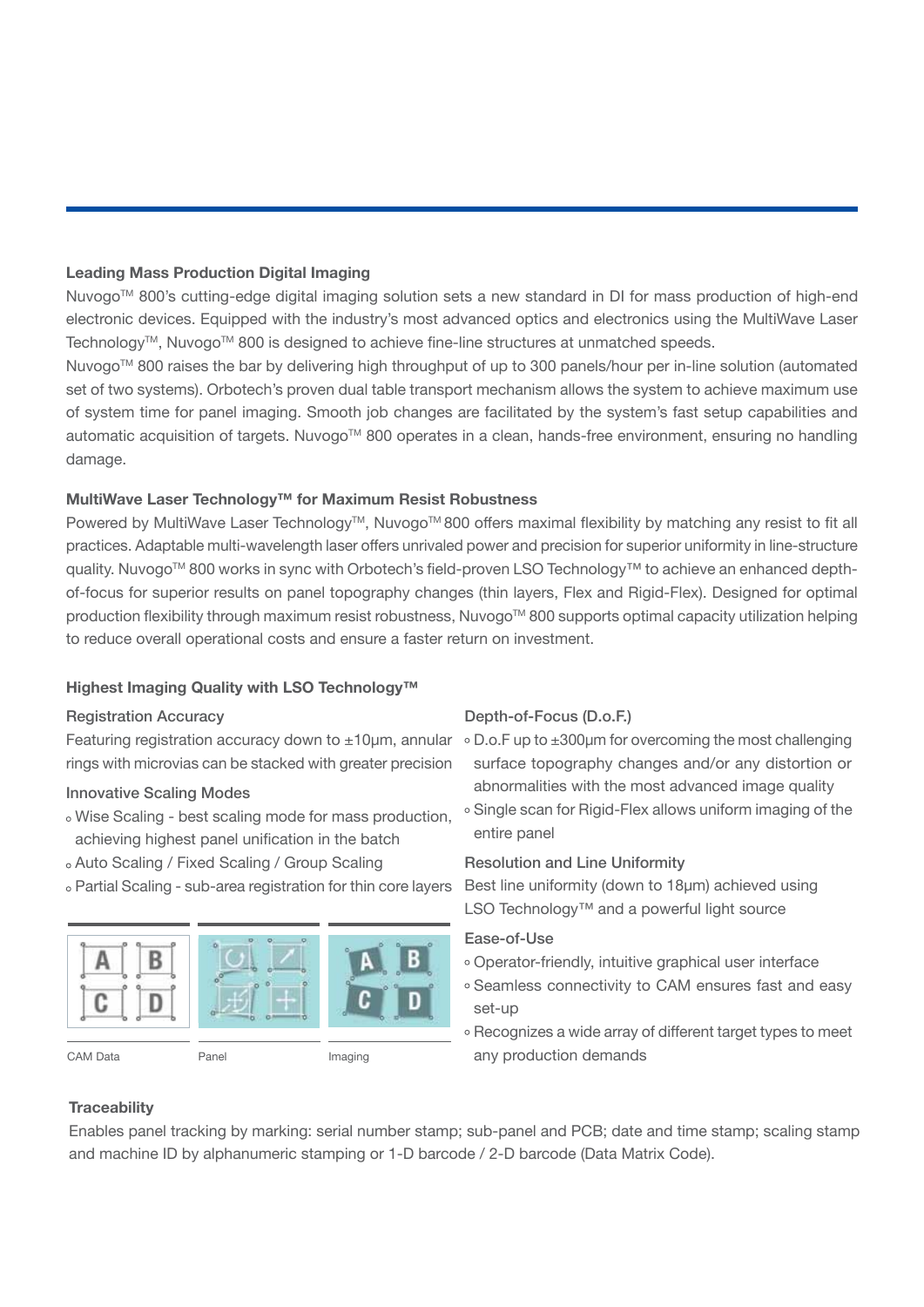### Leading Mass Production Digital Imaging

Nuvogo™ 800's cutting-edge digital imaging solution sets a new standard in DI for mass production of high-end electronic devices. Equipped with the industry's most advanced optics and electronics using the MultiWave Laser Technology™, Nuvogo™ 800 is designed to achieve fine-line structures at unmatched speeds.

Nuvogo™ 800 raises the bar by delivering high throughput of up to 300 panels/hour per in-line solution (automated set of two systems). Orbotech's proven dual table transport mechanism allows the system to achieve maximum use of system time for panel imaging. Smooth job changes are facilitated by the system's fast setup capabilities and automatic acquisition of targets. Nuvogo™ 800 operates in a clean, hands-free environment, ensuring no handling damage.

### MultiWave Laser Technology™ for Maximum Resist Robustness

Powered by MultiWave Laser Technology™, Nuvogo™ 800 offers maximal flexibility by matching any resist to fit all practices. Adaptable multi-wavelength laser offers unrivaled power and precision for superior uniformity in line-structure quality. Nuvogo™ 800 works in sync with Orbotech's field-proven LSO Technology™ to achieve an enhanced depth-of-focus for superior results on panel topography changes (thin layers, Flex and Rigid-Flex). Designed for optimal production flexibility through maximum resist robustness, Nuvogo™ 800 supports optimal capacity utilization helping to reduce overall operational costs and ensure a faster return on investment.

### Highest Imaging Quality with LSO Technology™

#### Registration Accuracy

Featuring registration accuracy down to ±10μm, annular rings with microvias can be stacked with greater precision

#### Innovative Scaling Modes

- Wise Scaling - best scaling mode for mass production, achieving highest panel unification in the batch
- Auto Scaling / Fixed Scaling / Group Scaling
- Partial Scaling - sub-area registration for thin core layers

CAM Data

Panel

Imaging

#### Depth-of-Focus (D.o.F.)

- D.o.F up to ±300μm for overcoming the most challenging surface topography changes and/or any distortion or abnormalities with the most advanced image quality
- Single scan for Rigid-Flex allows uniform imaging of the entire panel

#### Resolution and Line Uniformity

Best line uniformity (down to 18μm) achieved using LSO Technology™ and a powerful light source

#### Ease-of-Use

- Operator-friendly, intuitive graphical user interface
- Seamless connectivity to CAM ensures fast and easy set-up
- Recognizes a wide array of different target types to meet any production demands

### Traceability

Enables panel tracking by marking: serial number stamp; sub-panel and PCB; date and time stamp; scaling stamp and machine ID by alphanumeric stamping or 1-D barcode / 2-D barcode (Data Matrix Code).